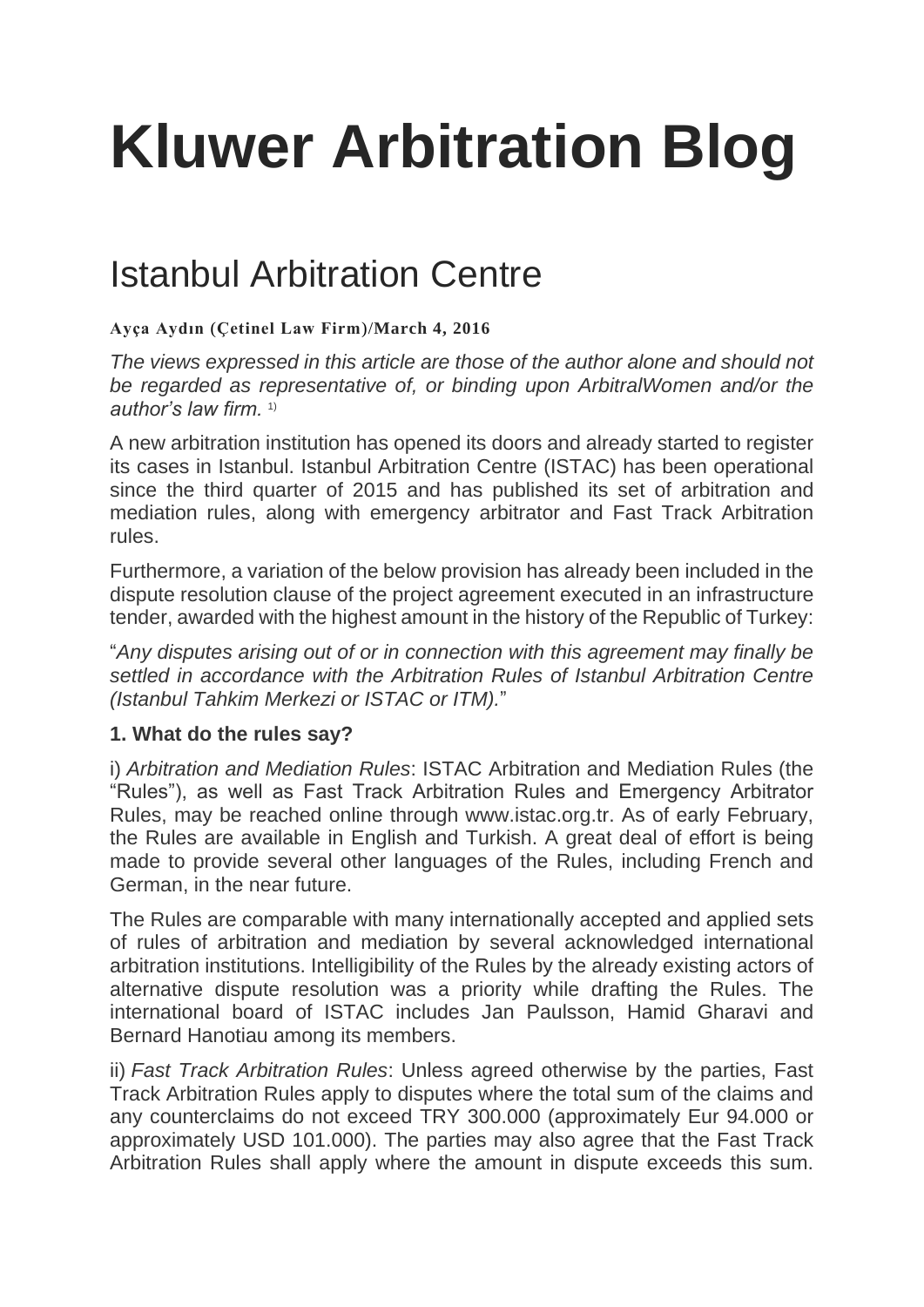# Kluwer Arbitration Blog

## Istanbul Arbitration Centre

**Ayça Aydın (Çetinel Law Firm)/March 4, 2016**

*The views expressed in this article are those of the author alone and should not be regarded as representative of, or binding upon ArbitralWomen and/or the author's law firm.* [1)]

A new arbitration institution has opened its doors and already started to register its cases in Istanbul. Istanbul Arbitration Centre (ISTAC) has been operational since the third quarter of 2015 and has published its set of arbitration and mediation rules, along with emergency arbitrator and Fast Track Arbitration rules.

Furthermore, a variation of the below provision has already been included in the dispute resolution clause of the project agreement executed in an infrastructure tender, awarded with the highest amount in the history of the Republic of Turkey:

"*Any disputes arising out of or in connection with this agreement may finally be settled in accordance with the Arbitration Rules of Istanbul Arbitration Centre (Istanbul Tahkim Merkezi or ISTAC or ITM).*"

**1. What do the rules say?**

i) *Arbitration and Mediation Rules*: ISTAC Arbitration and Mediation Rules (the "Rules"), as well as Fast Track Arbitration Rules and Emergency Arbitrator Rules, may be reached online through www.istac.org.tr. As of early February, the Rules are available in English and Turkish. A great deal of effort is being made to provide several other languages of the Rules, including French and German, in the near future.

The Rules are comparable with many internationally accepted and applied sets of rules of arbitration and mediation by several acknowledged international arbitration institutions. Intelligibility of the Rules by the already existing actors of alternative dispute resolution was a priority while drafting the Rules. The international board of ISTAC includes Jan Paulsson, Hamid Gharavi and Bernard Hanotiau among its members.

ii) *Fast Track Arbitration Rules*: Unless agreed otherwise by the parties, Fast Track Arbitration Rules apply to disputes where the total sum of the claims and any counterclaims do not exceed TRY 300.000 (approximately Eur 94.000 or approximately USD 101.000). The parties may also agree that the Fast Track Arbitration Rules shall apply where the amount in dispute exceeds this sum.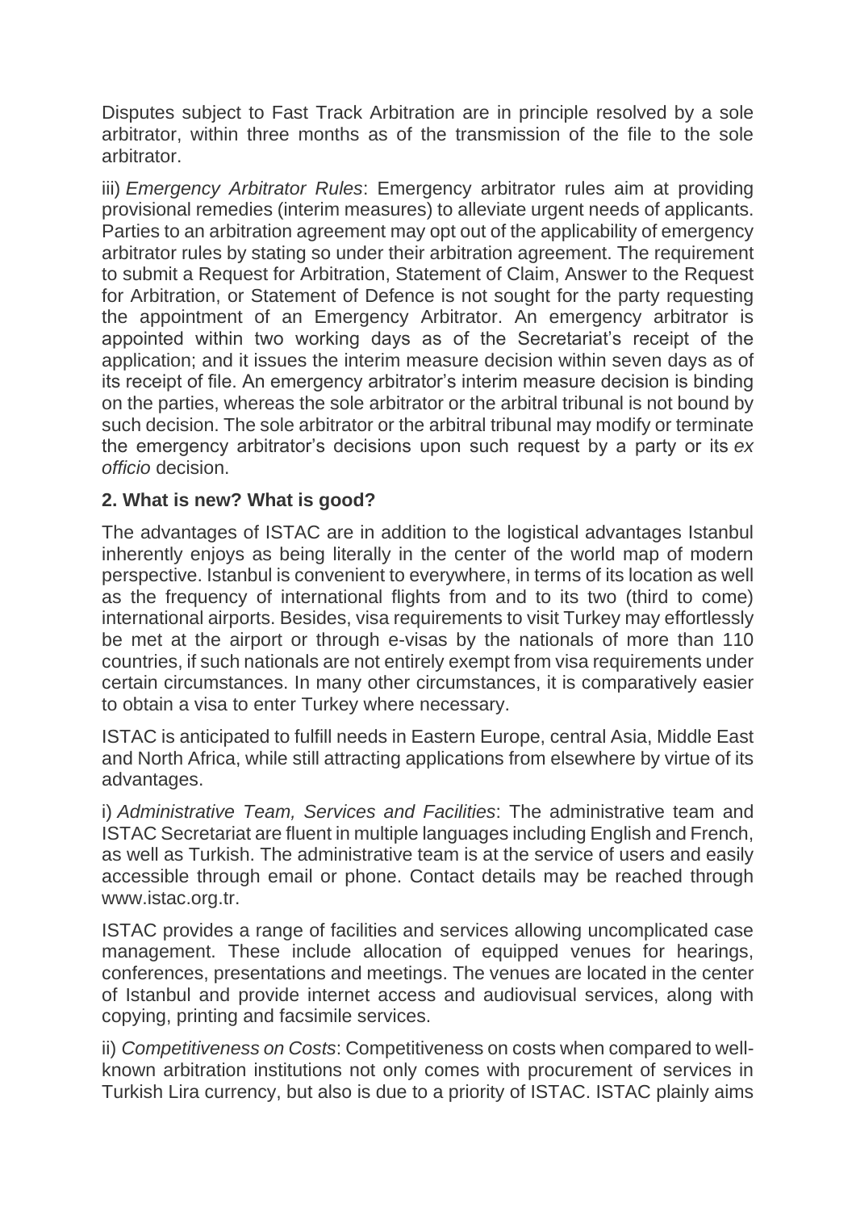Disputes subject to Fast Track Arbitration are in principle resolved by a sole arbitrator, within three months as of the transmission of the file to the sole arbitrator.

iii) *Emergency Arbitrator Rules*: Emergency arbitrator rules aim at providing provisional remedies (interim measures) to alleviate urgent needs of applicants. Parties to an arbitration agreement may opt out of the applicability of emergency arbitrator rules by stating so under their arbitration agreement. The requirement to submit a Request for Arbitration, Statement of Claim, Answer to the Request for Arbitration, or Statement of Defence is not sought for the party requesting the appointment of an Emergency Arbitrator. An emergency arbitrator is appointed within two working days as of the Secretariat's receipt of the application; and it issues the interim measure decision within seven days as of its receipt of file. An emergency arbitrator's interim measure decision is binding on the parties, whereas the sole arbitrator or the arbitral tribunal is not bound by such decision. The sole arbitrator or the arbitral tribunal may modify or terminate the emergency arbitrator's decisions upon such request by a party or its *ex officio* decision.

**2. What is new? What is good?**

The advantages of ISTAC are in addition to the logistical advantages Istanbul inherently enjoys as being literally in the center of the world map of modern perspective. Istanbul is convenient to everywhere, in terms of its location as well as the frequency of international flights from and to its two (third to come) international airports. Besides, visa requirements to visit Turkey may effortlessly be met at the airport or through e-visas by the nationals of more than 110 countries, if such nationals are not entirely exempt from visa requirements under certain circumstances. In many other circumstances, it is comparatively easier to obtain a visa to enter Turkey where necessary.

ISTAC is anticipated to fulfill needs in Eastern Europe, central Asia, Middle East and North Africa, while still attracting applications from elsewhere by virtue of its advantages.

i) *Administrative Team, Services and Facilities*: The administrative team and ISTAC Secretariat are fluent in multiple languages including English and French, as well as Turkish. The administrative team is at the service of users and easily accessible through email or phone. Contact details may be reached through www.istac.org.tr.

ISTAC provides a range of facilities and services allowing uncomplicated case management. These include allocation of equipped venues for hearings, conferences, presentations and meetings. The venues are located in the center of Istanbul and provide internet access and audiovisual services, along with copying, printing and facsimile services.

ii) *Competitiveness on Costs*: Competitiveness on costs when compared to well-known arbitration institutions not only comes with procurement of services in Turkish Lira currency, but also is due to a priority of ISTAC. ISTAC plainly aims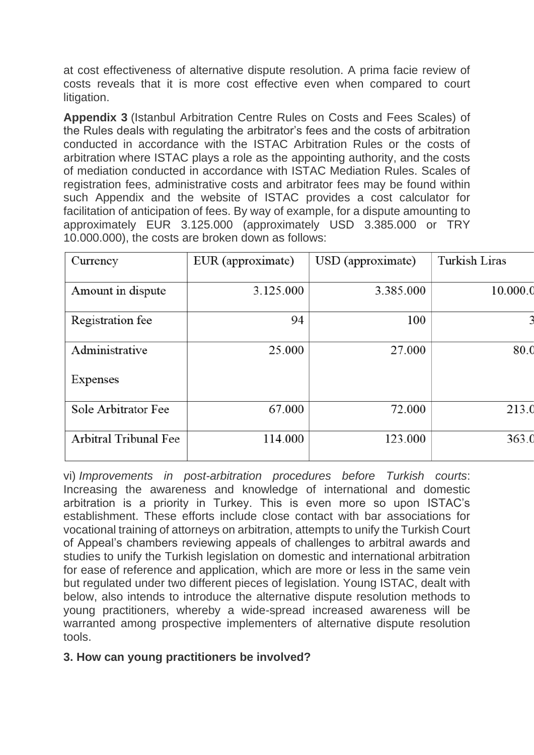at cost effectiveness of alternative dispute resolution. A prima facie review of costs reveals that it is more cost effective even when compared to court litigation.

**Appendix 3** (Istanbul Arbitration Centre Rules on Costs and Fees Scales) of the Rules deals with regulating the arbitrator's fees and the costs of arbitration conducted in accordance with the ISTAC Arbitration Rules or the costs of arbitration where ISTAC plays a role as the appointing authority, and the costs of mediation conducted in accordance with ISTAC Mediation Rules. Scales of registration fees, administrative costs and arbitrator fees may be found within such Appendix and the website of ISTAC provides a cost calculator for facilitation of anticipation of fees. By way of example, for a dispute amounting to approximately EUR 3.125.000 (approximately USD 3.385.000 or TRY 10.000.000), the costs are broken down as follows:

| Currency | EUR (approximate) | USD (approximate) | Turkish Liras |
|---|---|---|---|
| Amount in dispute | 3.125.000 | 3.385.000 | 10.000.0 |
| Registration fee | 94 | 100 | 3 |
| Administrative Expenses | 25.000 | 27.000 | 80.0 |
| Sole Arbitrator Fee | 67.000 | 72.000 | 213.0 |
| Arbitral Tribunal Fee | 114.000 | 123.000 | 363.0 |

vi) *Improvements in post-arbitration procedures before Turkish courts*: Increasing the awareness and knowledge of international and domestic arbitration is a priority in Turkey. This is even more so upon ISTAC's establishment. These efforts include close contact with bar associations for vocational training of attorneys on arbitration, attempts to unify the Turkish Court of Appeal's chambers reviewing appeals of challenges to arbitral awards and studies to unify the Turkish legislation on domestic and international arbitration for ease of reference and application, which are more or less in the same vein but regulated under two different pieces of legislation. Young ISTAC, dealt with below, also intends to introduce the alternative dispute resolution methods to young practitioners, whereby a wide-spread increased awareness will be warranted among prospective implementers of alternative dispute resolution tools.

**3. How can young practitioners be involved?**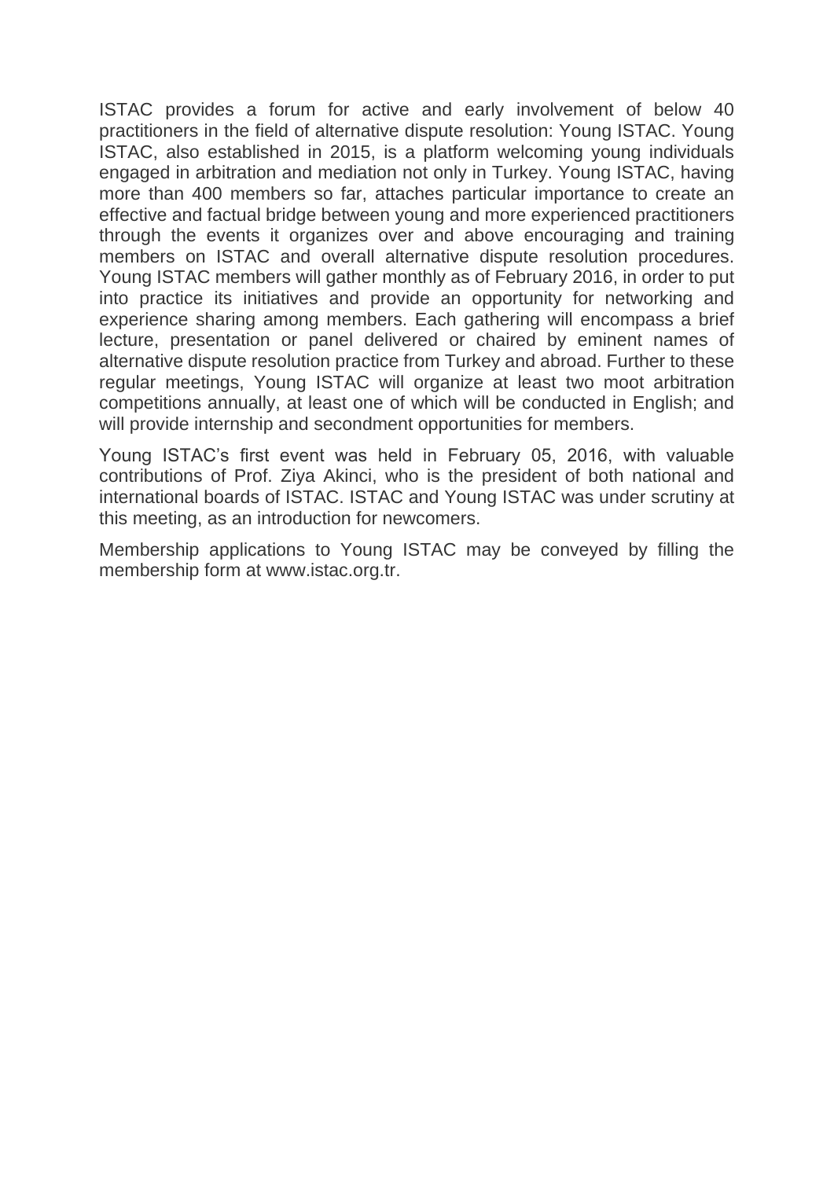ISTAC provides a forum for active and early involvement of below 40 practitioners in the field of alternative dispute resolution: Young ISTAC. Young ISTAC, also established in 2015, is a platform welcoming young individuals engaged in arbitration and mediation not only in Turkey. Young ISTAC, having more than 400 members so far, attaches particular importance to create an effective and factual bridge between young and more experienced practitioners through the events it organizes over and above encouraging and training members on ISTAC and overall alternative dispute resolution procedures. Young ISTAC members will gather monthly as of February 2016, in order to put into practice its initiatives and provide an opportunity for networking and experience sharing among members. Each gathering will encompass a brief lecture, presentation or panel delivered or chaired by eminent names of alternative dispute resolution practice from Turkey and abroad. Further to these regular meetings, Young ISTAC will organize at least two moot arbitration competitions annually, at least one of which will be conducted in English; and will provide internship and secondment opportunities for members.

Young ISTAC's first event was held in February 05, 2016, with valuable contributions of Prof. Ziya Akinci, who is the president of both national and international boards of ISTAC. ISTAC and Young ISTAC was under scrutiny at this meeting, as an introduction for newcomers.

Membership applications to Young ISTAC may be conveyed by filling the membership form at www.istac.org.tr.